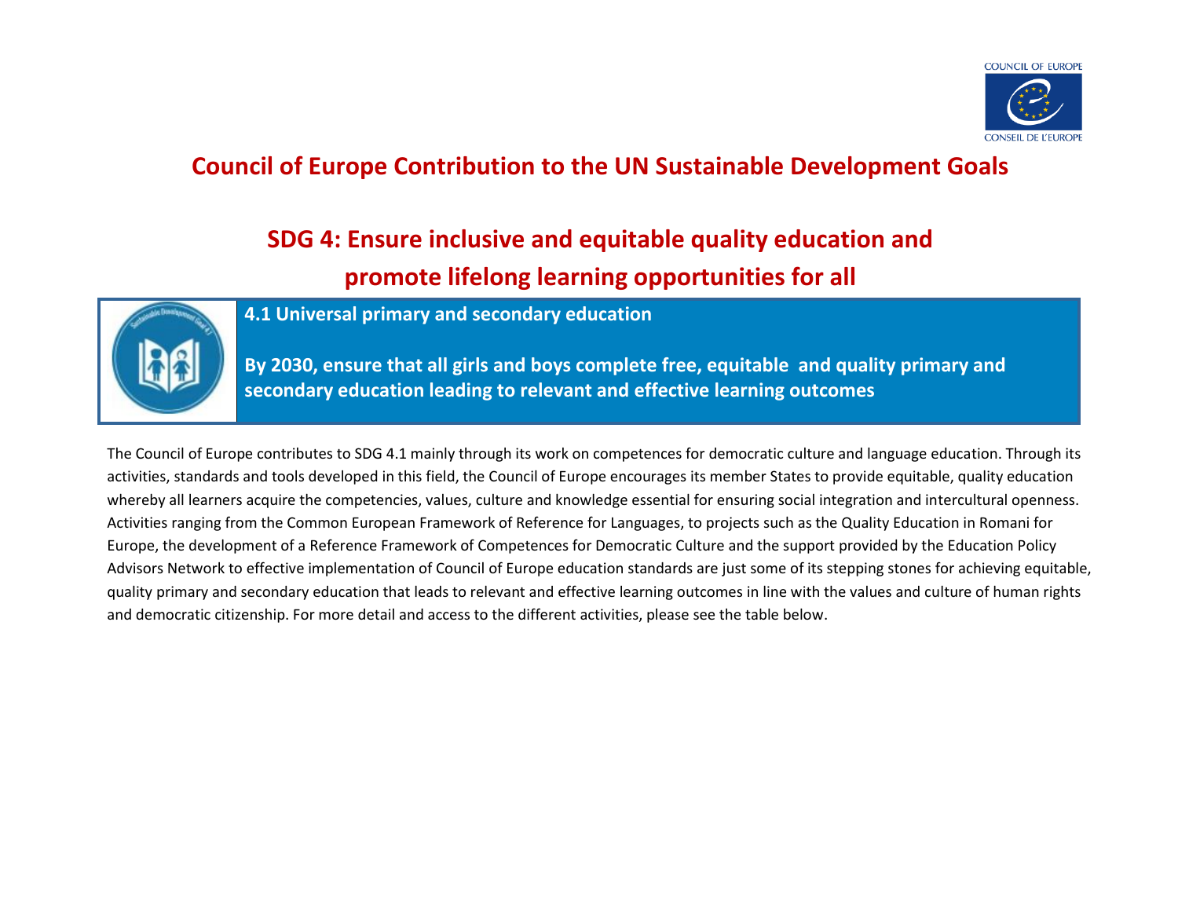# Council of Europe Contribution to the UN Sustainable Development Goals

## SDG 4: Ensure inclusive and equitable quality education and promote lifelong learning opportunities for all

### 4.1 Universal primary and secondary education

**By 2030, ensure that all girls and boys complete free, equitable and quality primary and secondary education leading to relevant and effective learning outcomes**

The Council of Europe contributes to SDG 4.1 mainly through its work on competences for democratic culture and language education. Through its activities, standards and tools developed in this field, the Council of Europe encourages its member States to provide equitable, quality education whereby all learners acquire the competencies, values, culture and knowledge essential for ensuring social integration and intercultural openness. Activities ranging from the Common European Framework of Reference for Languages, to projects such as the Quality Education in Romani for Europe, the development of a Reference Framework of Competences for Democratic Culture and the support provided by the Education Policy Advisors Network to effective implementation of Council of Europe education standards are just some of its stepping stones for achieving equitable, quality primary and secondary education that leads to relevant and effective learning outcomes in line with the values and culture of human rights and democratic citizenship. For more detail and access to the different activities, please see the table below.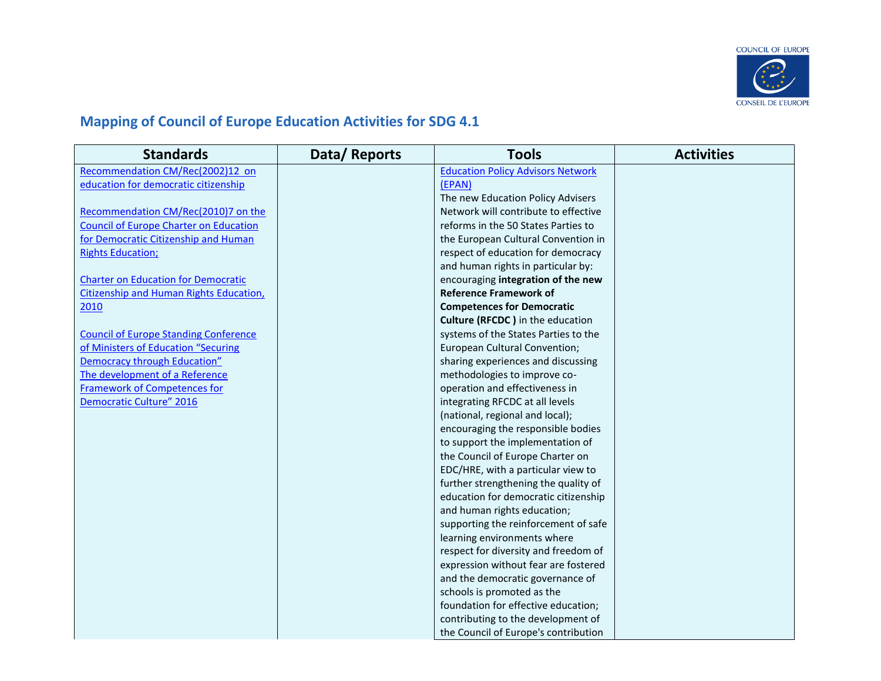## Mapping of Council of Europe Education Activities for SDG 4.1

| Standards | Data/ Reports | Tools | Activities |
|---|---|---|---|
| Recommendation CM/Rec(2002)12 on education for democratic citizenship<br><br>Recommendation CM/Rec(2010)7 on the Council of Europe Charter on Education for Democratic Citizenship and Human Rights Education;<br><br>Charter on Education for Democratic Citizenship and Human Rights Education, 2010<br><br>Council of Europe Standing Conference of Ministers of Education "Securing Democracy through Education" The development of a Reference Framework of Competences for Democratic Culture" 2016 | | Education Policy Advisors Network (EPAN)<br>The new Education Policy Advisers Network will contribute to effective reforms in the 50 States Parties to the European Cultural Convention in respect of education for democracy and human rights in particular by: encouraging **integration of the new Reference Framework of Competences for Democratic Culture (RFCDC )** in the education systems of the States Parties to the European Cultural Convention; sharing experiences and discussing methodologies to improve co-operation and effectiveness in integrating RFCDC at all levels (national, regional and local); encouraging the responsible bodies to support the implementation of the Council of Europe Charter on EDC/HRE, with a particular view to further strengthening the quality of education for democratic citizenship and human rights education; supporting the reinforcement of safe learning environments where respect for diversity and freedom of expression without fear are fostered and the democratic governance of schools is promoted as the foundation for effective education; contributing to the development of the Council of Europe's contribution | |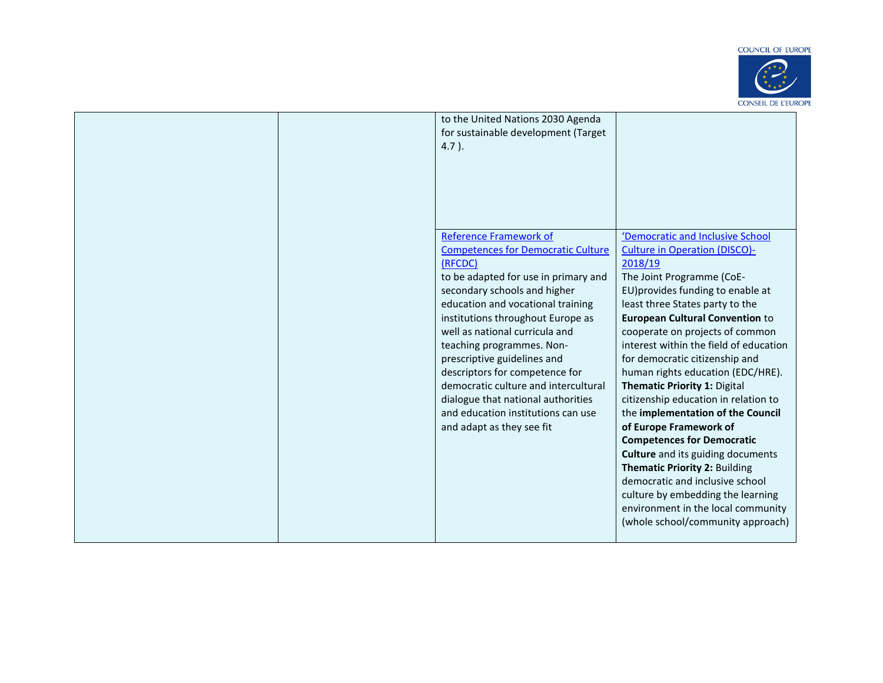| | | | |
|---|---|---|---|
| | | to the United Nations 2030 Agenda for sustainable development (Target 4.7 ). | |
| | | Reference Framework of Competences for Democratic Culture (RFCDC)<br>to be adapted for use in primary and secondary schools and higher education and vocational training institutions throughout Europe as well as national curricula and teaching programmes. Non-prescriptive guidelines and descriptors for competence for democratic culture and intercultural dialogue that national authorities and education institutions can use and adapt as they see fit | 'Democratic and Inclusive School Culture in Operation (DISCO)-2018/19<br>The Joint Programme (CoE-EU)provides funding to enable at least three States party to the **European Cultural Convention** to cooperate on projects of common interest within the field of education for democratic citizenship and human rights education (EDC/HRE).<br>**Thematic Priority 1:** Digital citizenship education in relation to the **implementation of the Council of Europe Framework of Competences for Democratic Culture** and its guiding documents<br>**Thematic Priority 2:** Building democratic and inclusive school culture by embedding the learning environment in the local community (whole school/community approach) |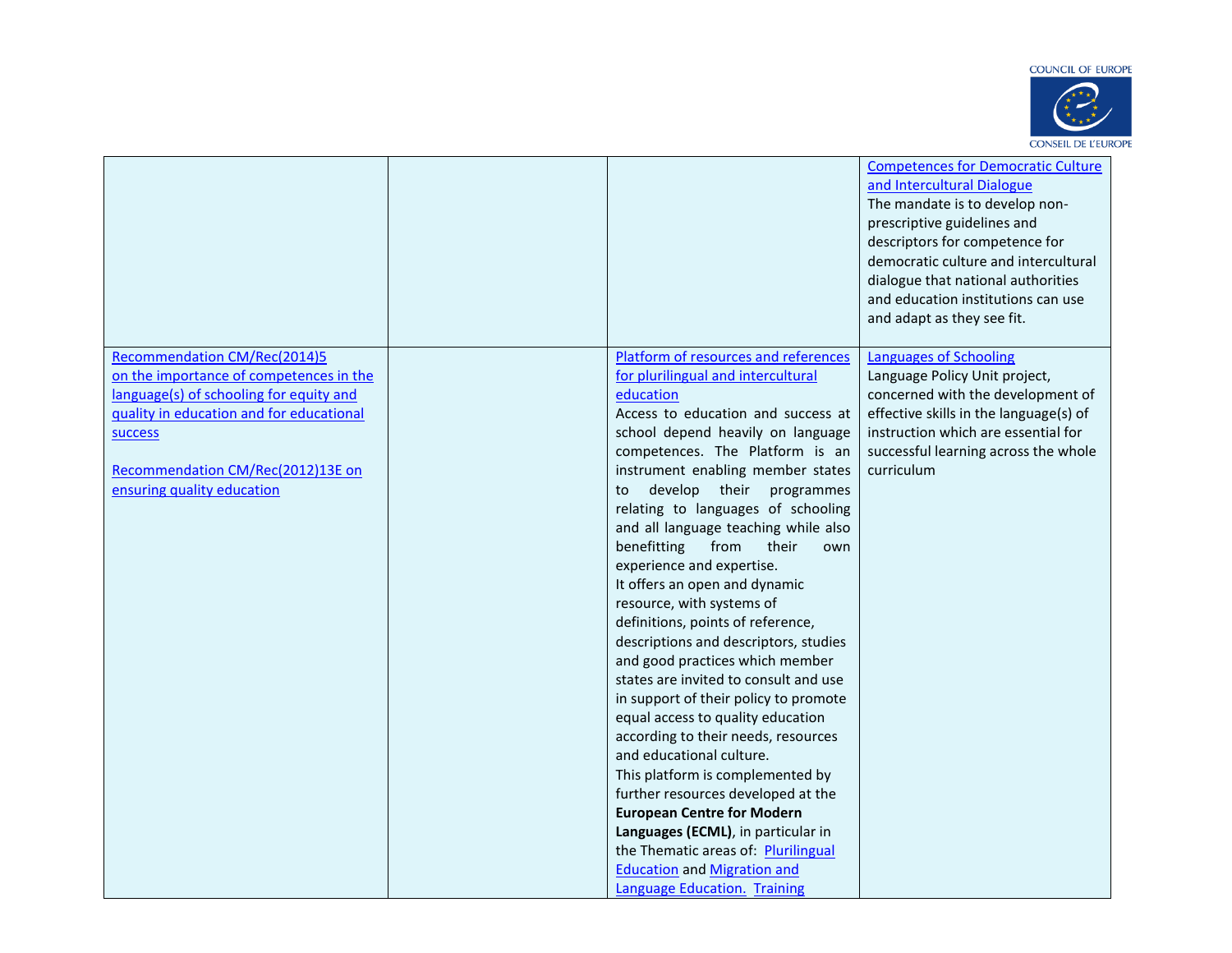| | | | |
|---|---|---|---|
| | | | Competences for Democratic Culture and Intercultural Dialogue<br>The mandate is to develop non-prescriptive guidelines and descriptors for competence for democratic culture and intercultural dialogue that national authorities and education institutions can use and adapt as they see fit. |
| Recommendation CM/Rec(2014)5 on the importance of competences in the language(s) of schooling for equity and quality in education and for educational success<br><br>Recommendation CM/Rec(2012)13E on ensuring quality education | | Platform of resources and references for plurilingual and intercultural education<br>Access to education and success at school depend heavily on language competences. The Platform is an instrument enabling member states to develop their programmes relating to languages of schooling and all language teaching while also benefitting from their own experience and expertise.<br>It offers an open and dynamic resource, with systems of definitions, points of reference, descriptions and descriptors, studies and good practices which member states are invited to consult and use in support of their policy to promote equal access to quality education according to their needs, resources and educational culture.<br>This platform is complemented by further resources developed at the **European Centre for Modern Languages (ECML)**, in particular in the Thematic areas of: Plurilingual Education and Migration and Language Education. Training | Languages of Schooling<br>Language Policy Unit project, concerned with the development of effective skills in the language(s) of instruction which are essential for successful learning across the whole curriculum |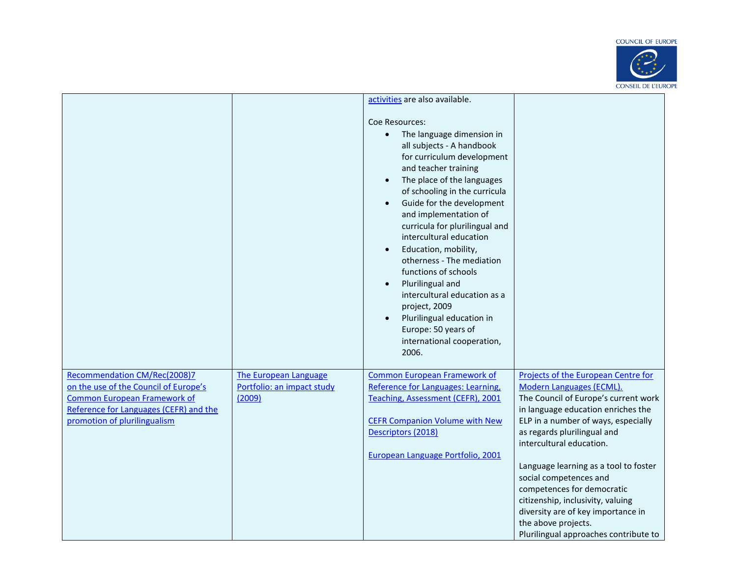| | | | |
|---|---|---|---|
| | | activities are also available.<br><br>Coe Resources:<br>• The language dimension in all subjects - A handbook for curriculum development and teacher training<br>• The place of the languages of schooling in the curricula<br>• Guide for the development and implementation of curricula for plurilingual and intercultural education<br>• Education, mobility, otherness - The mediation functions of schools<br>• Plurilingual and intercultural education as a project, 2009<br>• Plurilingual education in Europe: 50 years of international cooperation, 2006. | |
| Recommendation CM/Rec(2008)7 on the use of the Council of Europe's Common European Framework of Reference for Languages (CEFR) and the promotion of plurilingualism | The European Language Portfolio: an impact study (2009) | Common European Framework of Reference for Languages: Learning, Teaching, Assessment (CEFR), 2001<br><br>CEFR Companion Volume with New Descriptors (2018)<br><br>European Language Portfolio, 2001 | Projects of the European Centre for Modern Languages (ECML).<br>The Council of Europe's current work in language education enriches the ELP in a number of ways, especially as regards plurilingual and intercultural education.<br><br>Language learning as a tool to foster social competences and competences for democratic citizenship, inclusivity, valuing diversity are of key importance in the above projects.<br>Plurilingual approaches contribute to |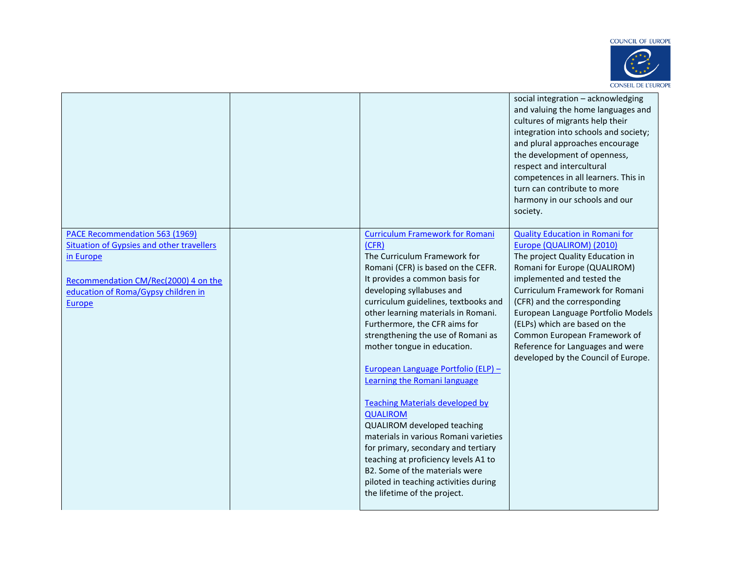| | | | |
|---|---|---|---|
| | | | social integration – acknowledging and valuing the home languages and cultures of migrants help their integration into schools and society; and plural approaches encourage the development of openness, respect and intercultural competences in all learners. This in turn can contribute to more harmony in our schools and our society. |
| [PACE Recommendation 563 (1969) Situation of Gypsies and other travellers in Europe]<br><br>[Recommendation CM/Rec(2000) 4 on the education of Roma/Gypsy children in Europe] | | [Curriculum Framework for Romani (CFR)]<br>The Curriculum Framework for Romani (CFR) is based on the CEFR. It provides a common basis for developing syllabuses and curriculum guidelines, textbooks and other learning materials in Romani. Furthermore, the CFR aims for strengthening the use of Romani as mother tongue in education.<br><br>[European Language Portfolio (ELP) – Learning the Romani language]<br><br>[Teaching Materials developed by QUALIROM]<br>QUALIROM developed teaching materials in various Romani varieties for primary, secondary and tertiary teaching at proficiency levels A1 to B2. Some of the materials were piloted in teaching activities during the lifetime of the project. | [Quality Education in Romani for Europe (QUALIROM) (2010)]<br>The project Quality Education in Romani for Europe (QUALIROM) implemented and tested the Curriculum Framework for Romani (CFR) and the corresponding European Language Portfolio Models (ELPs) which are based on the Common European Framework of Reference for Languages and were developed by the Council of Europe. |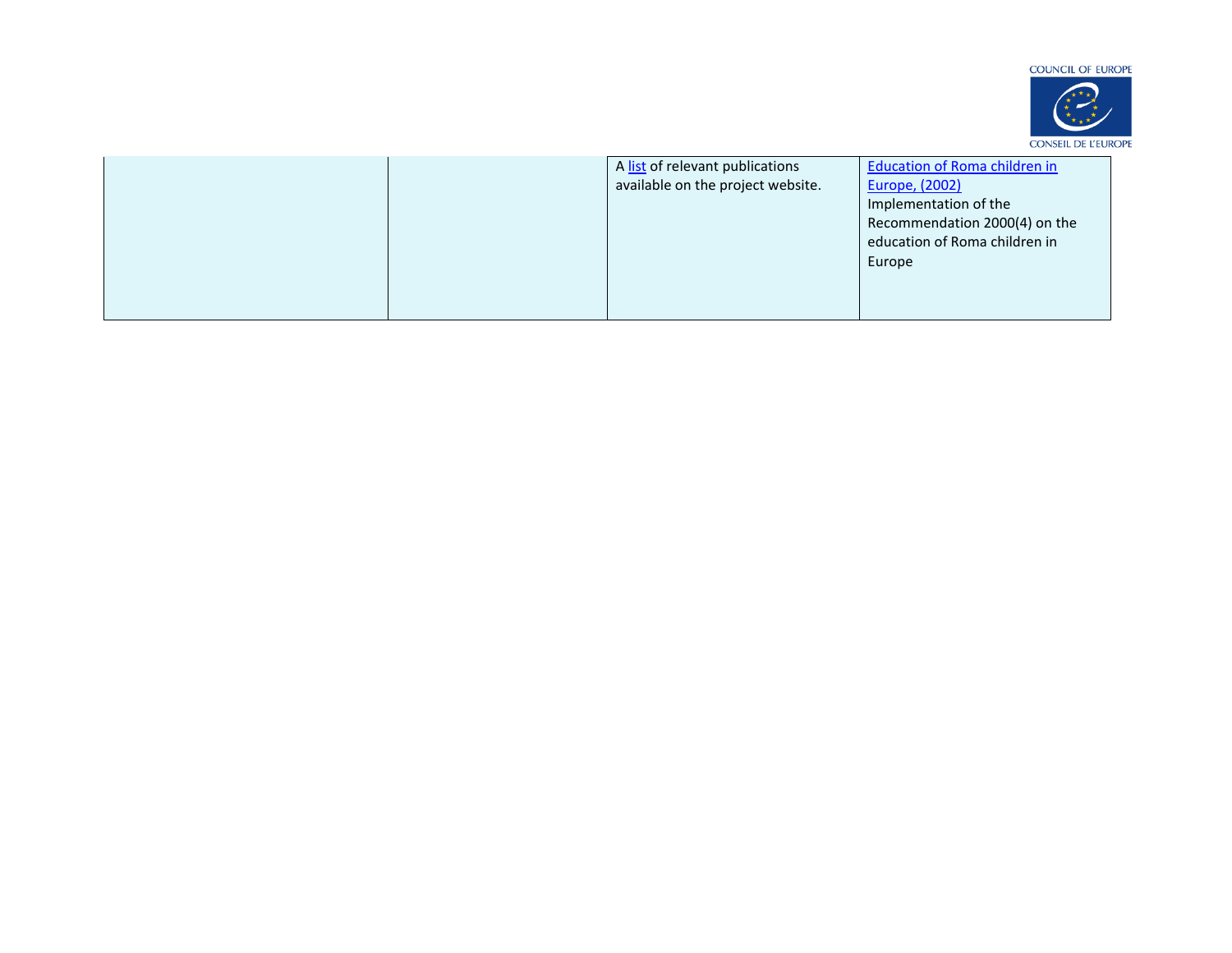| | | | |
|---|---|---|---|
| | | A list of relevant publications available on the project website. | Education of Roma children in Europe, (2002) Implementation of the Recommendation 2000(4) on the education of Roma children in Europe |